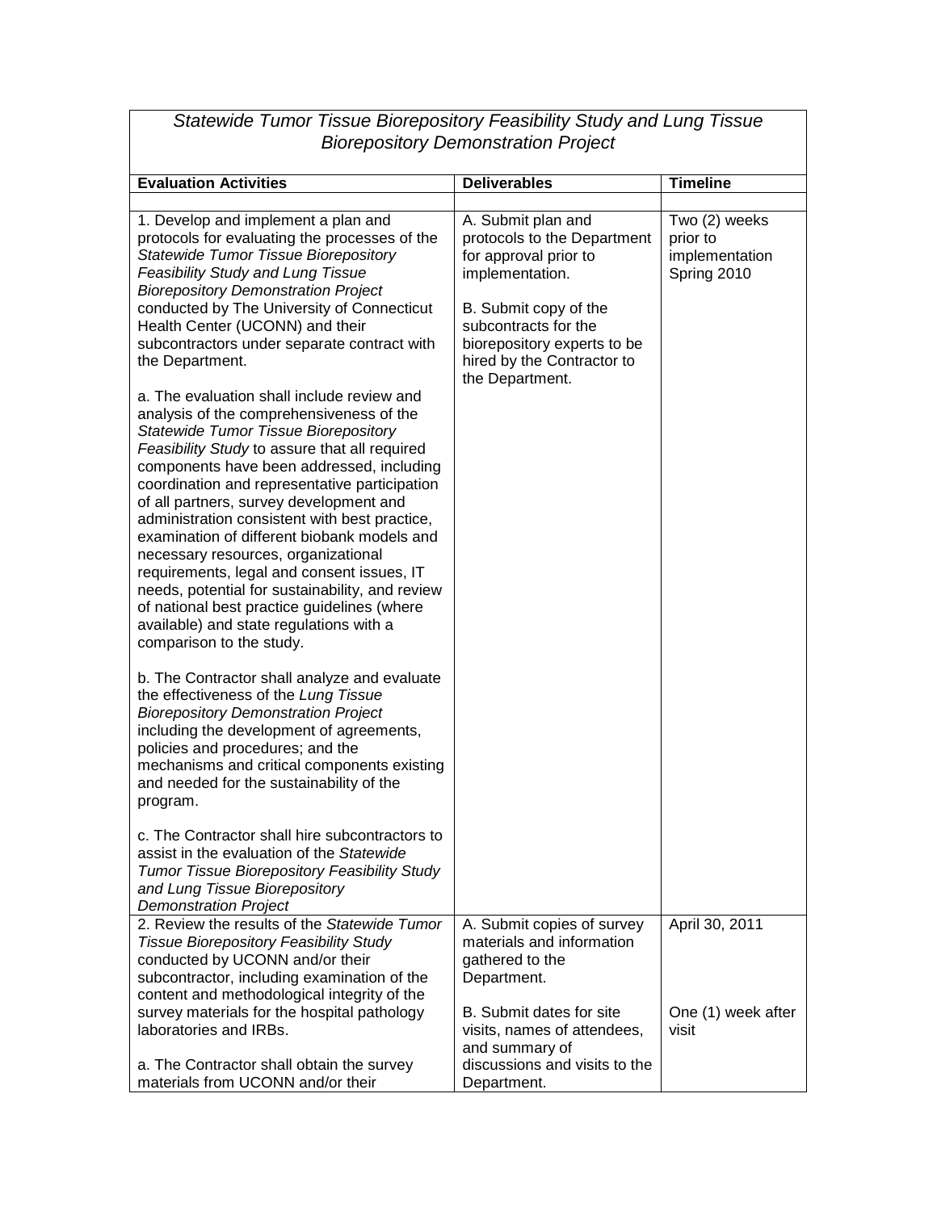*Statewide Tumor Tissue Biorepository Feasibility Study and Lung Tissue Biorepository Demonstration Project*

| Evaluation Activities | Deliverables | Timeline |
|---|---|---|
| | | |
| 1. Develop and implement a plan and protocols for evaluating the processes of the *Statewide Tumor Tissue Biorepository Feasibility Study and Lung Tissue Biorepository Demonstration Project* conducted by The University of Connecticut Health Center (UCONN) and their subcontractors under separate contract with the Department.<br><br>a. The evaluation shall include review and analysis of the comprehensiveness of the *Statewide Tumor Tissue Biorepository Feasibility Study* to assure that all required components have been addressed, including coordination and representative participation of all partners, survey development and administration consistent with best practice, examination of different biobank models and necessary resources, organizational requirements, legal and consent issues, IT needs, potential for sustainability, and review of national best practice guidelines (where available) and state regulations with a comparison to the study.<br><br>b. The Contractor shall analyze and evaluate the effectiveness of the *Lung Tissue Biorepository Demonstration Project* including the development of agreements, policies and procedures; and the mechanisms and critical components existing and needed for the sustainability of the program.<br><br>c. The Contractor shall hire subcontractors to assist in the evaluation of the *Statewide Tumor Tissue Biorepository Feasibility Study and Lung Tissue Biorepository Demonstration Project* | A. Submit plan and protocols to the Department for approval prior to implementation.<br><br>B. Submit copy of the subcontracts for the biorepository experts to be hired by the Contractor to the Department. | Two (2) weeks prior to implementation Spring 2010 |
| 2. Review the results of the *Statewide Tumor Tissue Biorepository Feasibility Study* conducted by UCONN and/or their subcontractor, including examination of the content and methodological integrity of the survey materials for the hospital pathology laboratories and IRBs.<br><br>a. The Contractor shall obtain the survey materials from UCONN and/or their | A. Submit copies of survey materials and information gathered to the Department.<br><br>B. Submit dates for site visits, names of attendees, and summary of discussions and visits to the Department. | April 30, 2011<br><br>One (1) week after visit |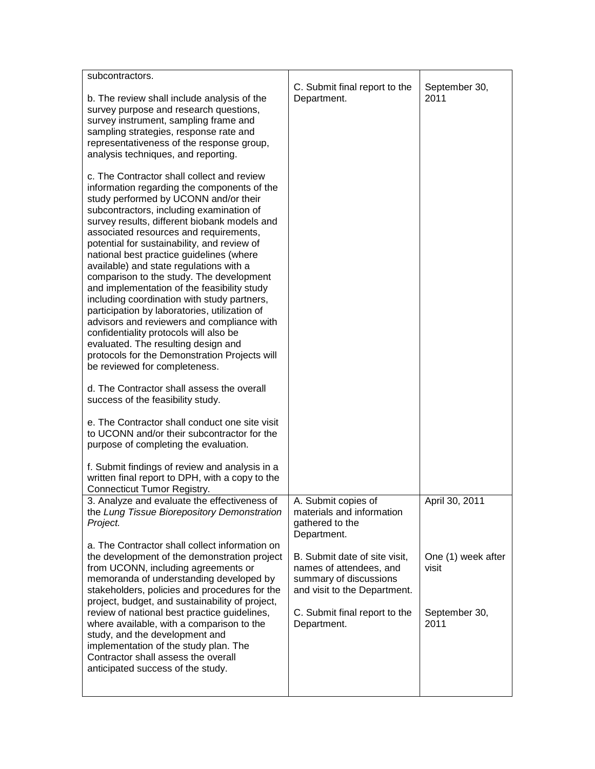| | | |
|---|---|---|
| subcontractors.<br><br>b. The review shall include analysis of the survey purpose and research questions, survey instrument, sampling frame and sampling strategies, response rate and representativeness of the response group, analysis techniques, and reporting.<br><br>c. The Contractor shall collect and review information regarding the components of the study performed by UCONN and/or their subcontractors, including examination of survey results, different biobank models and associated resources and requirements, potential for sustainability, and review of national best practice guidelines (where available) and state regulations with a comparison to the study. The development and implementation of the feasibility study including coordination with study partners, participation by laboratories, utilization of advisors and reviewers and compliance with confidentiality protocols will also be evaluated. The resulting design and protocols for the Demonstration Projects will be reviewed for completeness.<br><br>d. The Contractor shall assess the overall success of the feasibility study.<br><br>e. The Contractor shall conduct one site visit to UCONN and/or their subcontractor for the purpose of completing the evaluation.<br><br>f. Submit findings of review and analysis in a written final report to DPH, with a copy to the Connecticut Tumor Registry. | C. Submit final report to the Department. | September 30, 2011 |
| 3. Analyze and evaluate the effectiveness of the *Lung Tissue Biorepository Demonstration Project.*<br><br>a. The Contractor shall collect information on the development of the demonstration project from UCONN, including agreements or memoranda of understanding developed by stakeholders, policies and procedures for the project, budget, and sustainability of project, review of national best practice guidelines, where available, with a comparison to the study, and the development and implementation of the study plan. The Contractor shall assess the overall anticipated success of the study. | A. Submit copies of materials and information gathered to the Department.<br><br>B. Submit date of site visit, names of attendees, and summary of discussions and visit to the Department.<br><br>C. Submit final report to the Department. | April 30, 2011<br><br>One (1) week after visit<br><br>September 30, 2011 |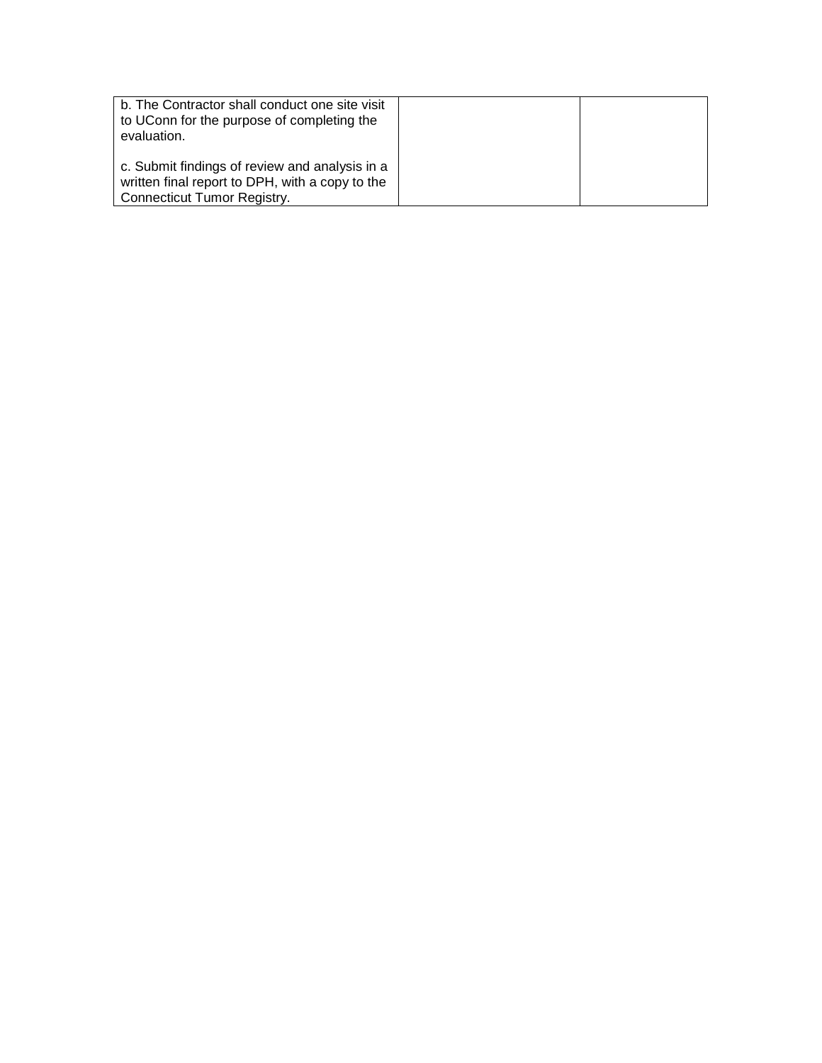| | | |
|---|---|---|
| b. The Contractor shall conduct one site visit to UConn for the purpose of completing the evaluation.<br><br>c. Submit findings of review and analysis in a written final report to DPH, with a copy to the Connecticut Tumor Registry. | | |